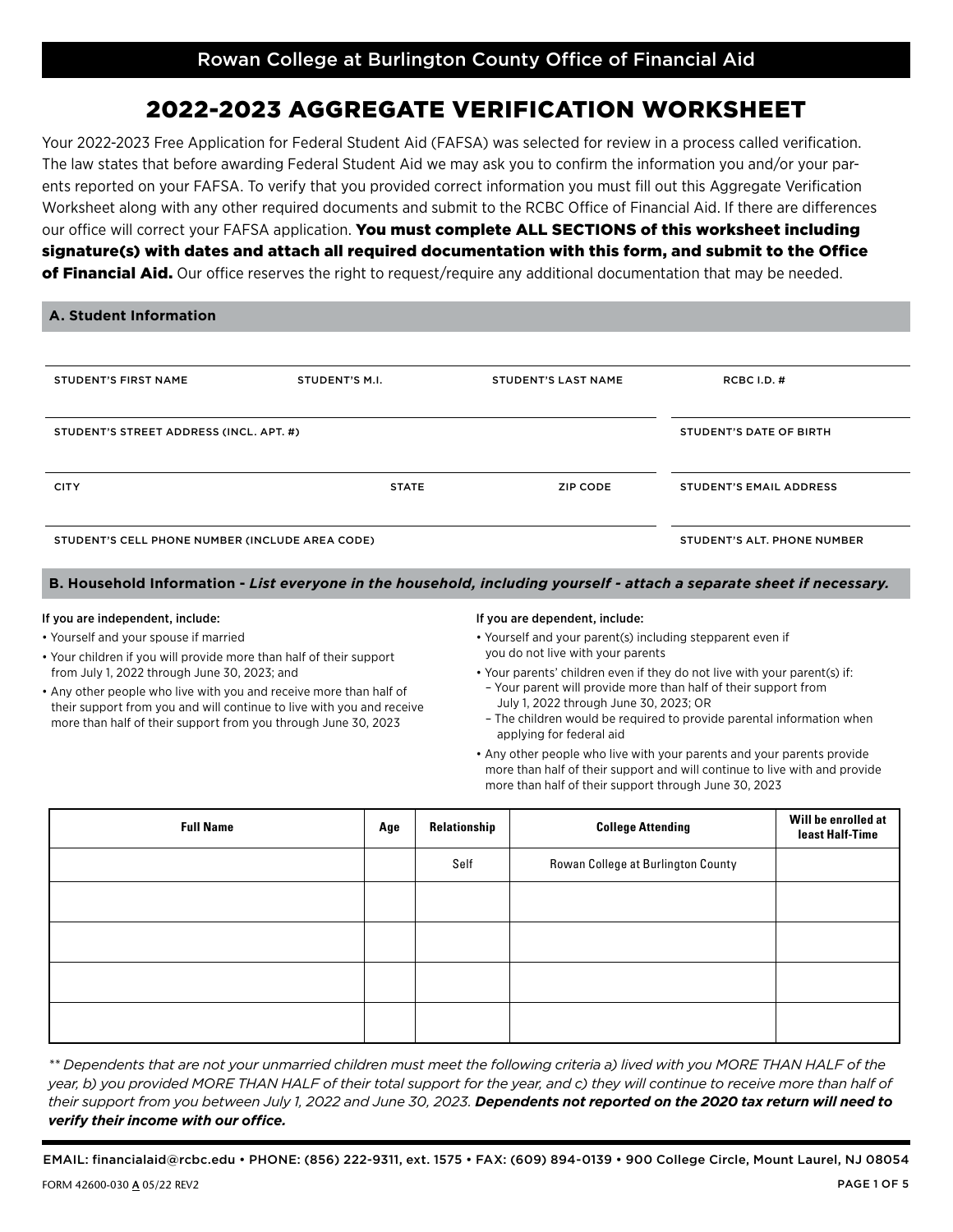Rowan College at Burlington County Office of Financial Aid

# 2022-2023 AGGREGATE VERIFICATION WORKSHEET

Your 2022-2023 Free Application for Federal Student Aid (FAFSA) was selected for review in a process called verification. The law states that before awarding Federal Student Aid we may ask you to confirm the information you and/or your parents reported on your FAFSA. To verify that you provided correct information you must fill out this Aggregate Verification Worksheet along with any other required documents and submit to the RCBC Office of Financial Aid. If there are differences our office will correct your FAFSA application. **You must complete ALL SECTIONS of this worksheet including signature(s) with dates and attach all required documentation with this form, and submit to the Office of Financial Aid.** Our office reserves the right to request/require any additional documentation that may be needed.

## A. Student Information

STUDENT'S FIRST NAME | STUDENT'S M.I. | STUDENT'S LAST NAME | RCBC I.D. #

STUDENT'S STREET ADDRESS (INCL. APT. #) | STUDENT'S DATE OF BIRTH

CITY | STATE | ZIP CODE | STUDENT'S EMAIL ADDRESS

STUDENT'S CELL PHONE NUMBER (INCLUDE AREA CODE) | STUDENT'S ALT. PHONE NUMBER

## B. Household Information - *List everyone in the household, including yourself - attach a separate sheet if necessary.*

**If you are independent, include:**

- Yourself and your spouse if married
- Your children if you will provide more than half of their support from July 1, 2022 through June 30, 2023; and
- Any other people who live with you and receive more than half of their support from you and will continue to live with you and receive more than half of their support from you through June 30, 2023

**If you are dependent, include:**

- Yourself and your parent(s) including stepparent even if you do not live with your parents
- Your parents' children even if they do not live with your parent(s) if:
  - Your parent will provide more than half of their support from July 1, 2022 through June 30, 2023; OR
  - The children would be required to provide parental information when applying for federal aid
- Any other people who live with your parents and your parents provide more than half of their support and will continue to live with and provide more than half of their support through June 30, 2023

| Full Name | Age | Relationship | College Attending | Will be enrolled at least Half-Time |
|---|---|---|---|---|
| | | Self | Rowan College at Burlington County | |
| | | | | |
| | | | | |
| | | | | |
| | | | | |

*** Dependents that are not your unmarried children must meet the following criteria a) lived with you MORE THAN HALF of the year, b) you provided MORE THAN HALF of their total support for the year, and c) they will continue to receive more than half of their support from you between July 1, 2022 and June 30, 2023.* ***Dependents not reported on the 2020 tax return will need to verify their income with our office.***

EMAIL: financialaid@rcbc.edu • PHONE: (856) 222-9311, ext. 1575 • FAX: (609) 894-0139 • 900 College Circle, Mount Laurel, NJ 08054

FORM 42600-030 A 05/22 REV2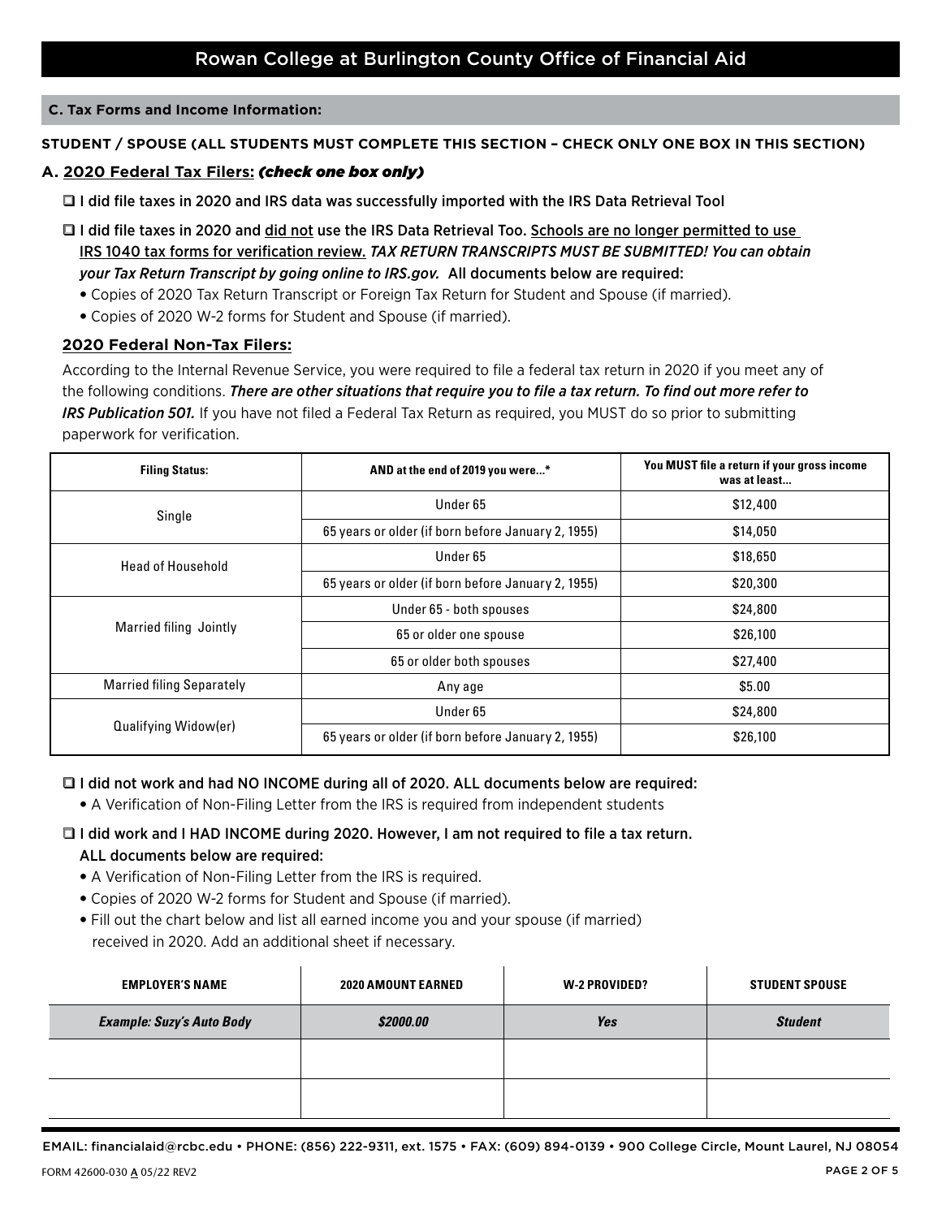# Rowan College at Burlington County Office of Financial Aid

## C. Tax Forms and Income Information:

**STUDENT / SPOUSE (ALL STUDENTS MUST COMPLETE THIS SECTION – CHECK ONLY ONE BOX IN THIS SECTION)**

### A. 2020 Federal Tax Filers: *(check one box only)*

❑ I did file taxes in 2020 and IRS data was successfully imported with the IRS Data Retrieval Tool

❑ I did file taxes in 2020 and did not use the IRS Data Retrieval Too. Schools are no longer permitted to use IRS 1040 tax forms for verification review. *TAX RETURN TRANSCRIPTS MUST BE SUBMITTED! You can obtain your Tax Return Transcript by going online to IRS.gov.* All documents below are required:

- Copies of 2020 Tax Return Transcript or Foreign Tax Return for Student and Spouse (if married).
- Copies of 2020 W-2 forms for Student and Spouse (if married).

**2020 Federal Non-Tax Filers:**

According to the Internal Revenue Service, you were required to file a federal tax return in 2020 if you meet any of the following conditions. ***There are other situations that require you to file a tax return. To find out more refer to IRS Publication 501.*** If you have not filed a Federal Tax Return as required, you MUST do so prior to submitting paperwork for verification.

| Filing Status: | AND at the end of 2019 you were...* | You MUST file a return if your gross income was at least... |
|---|---|---|
| Single | Under 65 | $12,400 |
| | 65 years or older (if born before January 2, 1955) | $14,050 |
| Head of Household | Under 65 | $18,650 |
| | 65 years or older (if born before January 2, 1955) | $20,300 |
| Married filing Jointly | Under 65 - both spouses | $24,800 |
| | 65 or older one spouse | $26,100 |
| | 65 or older both spouses | $27,400 |
| Married filing Separately | Any age | $5.00 |
| Qualifying Widow(er) | Under 65 | $24,800 |
| | 65 years or older (if born before January 2, 1955) | $26,100 |

❑ I did not work and had NO INCOME during all of 2020. ALL documents below are required:

- A Verification of Non-Filing Letter from the IRS is required from independent students

❑ I did work and I HAD INCOME during 2020. However, I am not required to file a tax return. ALL documents below are required:

- A Verification of Non-Filing Letter from the IRS is required.
- Copies of 2020 W-2 forms for Student and Spouse (if married).
- Fill out the chart below and list all earned income you and your spouse (if married) received in 2020. Add an additional sheet if necessary.

| EMPLOYER'S NAME | 2020 AMOUNT EARNED | W-2 PROVIDED? | STUDENT SPOUSE |
|---|---|---|---|
| *Example: Suzy's Auto Body* | *$2000.00* | *Yes* | *Student* |
| | | | |
| | | | |

EMAIL: financialaid@rcbc.edu • PHONE: (856) 222-9311, ext. 1575 • FAX: (609) 894-0139 • 900 College Circle, Mount Laurel, NJ 08054

FORM 42600-030 A 05/22 REV2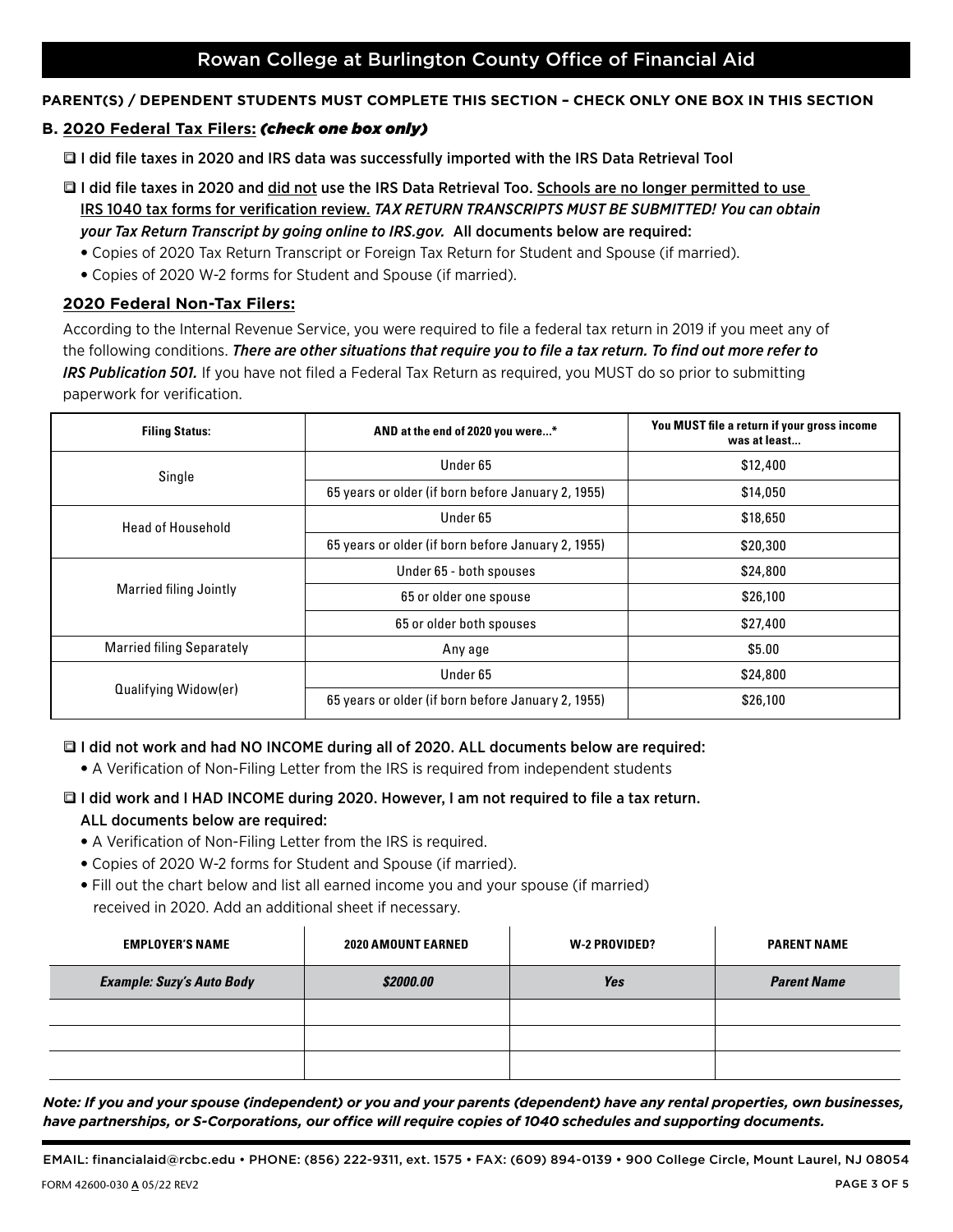# Rowan College at Burlington County Office of Financial Aid

**PARENT(S) / DEPENDENT STUDENTS MUST COMPLETE THIS SECTION – CHECK ONLY ONE BOX IN THIS SECTION**

## B. <u>2020 Federal Tax Filers:</u> *(check one box only)*

❑ I did file taxes in 2020 and IRS data was successfully imported with the IRS Data Retrieval Tool

❑ I did file taxes in 2020 and <u>did not</u> use the IRS Data Retrieval Too. <u>Schools are no longer permitted to use IRS 1040 tax forms for verification review.</u> *TAX RETURN TRANSCRIPTS MUST BE SUBMITTED! You can obtain your Tax Return Transcript by going online to IRS.gov.* All documents below are required:

- Copies of 2020 Tax Return Transcript or Foreign Tax Return for Student and Spouse (if married).
- Copies of 2020 W-2 forms for Student and Spouse (if married).

### <u>2020 Federal Non-Tax Filers:</u>

According to the Internal Revenue Service, you were required to file a federal tax return in 2019 if you meet any of the following conditions. ***There are other situations that require you to file a tax return. To find out more refer to IRS Publication 501.*** If you have not filed a Federal Tax Return as required, you MUST do so prior to submitting paperwork for verification.

| Filing Status: | AND at the end of 2020 you were...* | You MUST file a return if your gross income was at least... |
|---|---|---|
| Single | Under 65 | $12,400 |
| | 65 years or older (if born before January 2, 1955) | $14,050 |
| Head of Household | Under 65 | $18,650 |
| | 65 years or older (if born before January 2, 1955) | $20,300 |
| Married filing Jointly | Under 65 - both spouses | $24,800 |
| | 65 or older one spouse | $26,100 |
| | 65 or older both spouses | $27,400 |
| Married filing Separately | Any age | $5.00 |
| Qualifying Widow(er) | Under 65 | $24,800 |
| | 65 years or older (if born before January 2, 1955) | $26,100 |

❑ I did not work and had NO INCOME during all of 2020. ALL documents below are required:

- A Verification of Non-Filing Letter from the IRS is required from independent students

❑ I did work and I HAD INCOME during 2020. However, I am not required to file a tax return. ALL documents below are required:

- A Verification of Non-Filing Letter from the IRS is required.
- Copies of 2020 W-2 forms for Student and Spouse (if married).
- Fill out the chart below and list all earned income you and your spouse (if married) received in 2020. Add an additional sheet if necessary.

| EMPLOYER'S NAME | 2020 AMOUNT EARNED | W-2 PROVIDED? | PARENT NAME |
|---|---|---|---|
| *Example: Suzy's Auto Body* | *$2000.00* | *Yes* | *Parent Name* |
| | | | |
| | | | |
| | | | |

***Note: If you and your spouse (independent) or you and your parents (dependent) have any rental properties, own businesses, have partnerships, or S-Corporations, our office will require copies of 1040 schedules and supporting documents.***

EMAIL: financialaid@rcbc.edu • PHONE: (856) 222-9311, ext. 1575 • FAX: (609) 894-0139 • 900 College Circle, Mount Laurel, NJ 08054

FORM 42600-030 A 05/22 REV2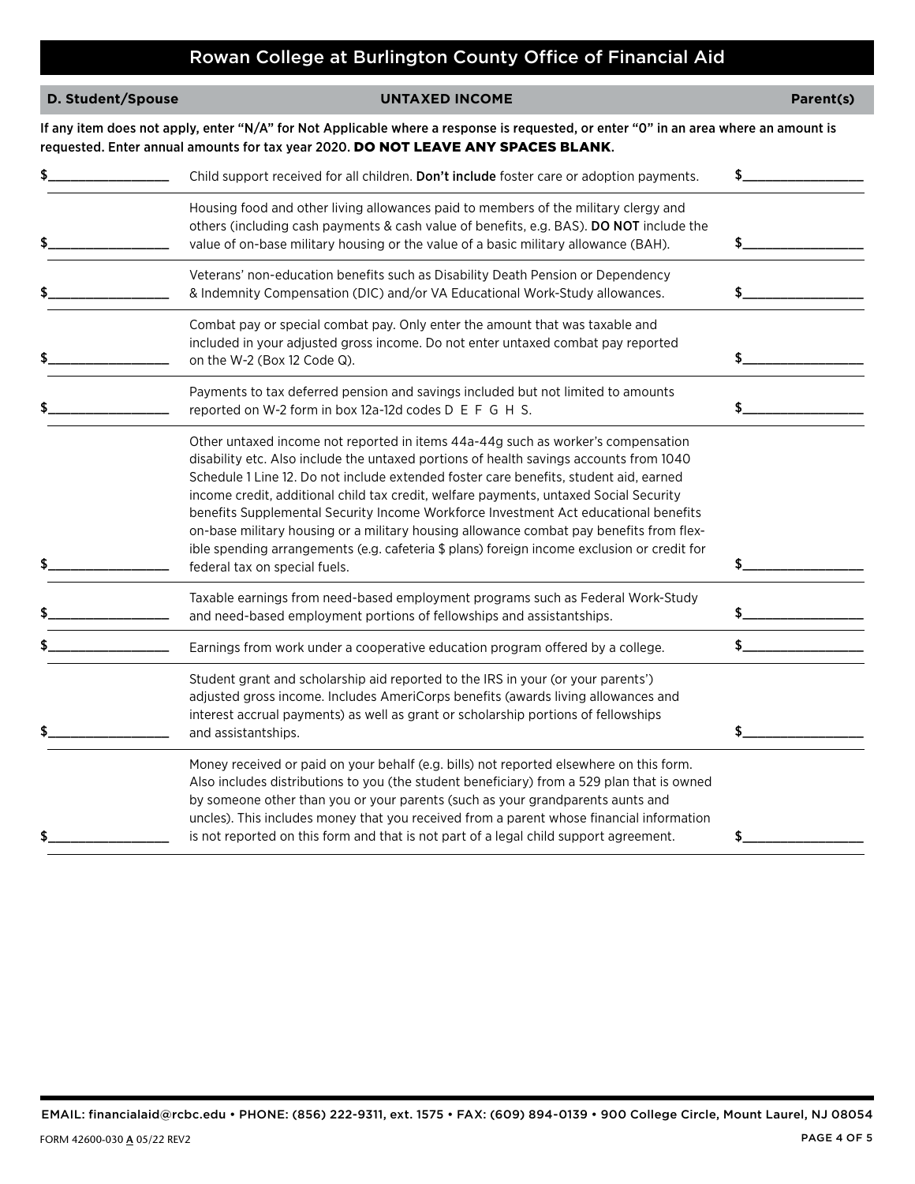## Rowan College at Burlington County Office of Financial Aid

| D. Student/Spouse | UNTAXED INCOME | Parent(s) |
|---|---|---|

If any item does not apply, enter "N/A" for Not Applicable where a response is requested, or enter "0" in an area where an amount is requested. Enter annual amounts for tax year 2020. **DO NOT LEAVE ANY SPACES BLANK**.

| Student/Spouse | Item | Parent(s) |
|---|---|---|
| $________ | Child support received for all children. **Don't include** foster care or adoption payments. | $________ |
| $________ | Housing food and other living allowances paid to members of the military clergy and others (including cash payments & cash value of benefits, e.g. BAS). **DO NOT** include the value of on-base military housing or the value of a basic military allowance (BAH). | $________ |
| $________ | Veterans' non-education benefits such as Disability Death Pension or Dependency & Indemnity Compensation (DIC) and/or VA Educational Work-Study allowances. | $________ |
| $________ | Combat pay or special combat pay. Only enter the amount that was taxable and included in your adjusted gross income. Do not enter untaxed combat pay reported on the W-2 (Box 12 Code Q). | $________ |
| $________ | Payments to tax deferred pension and savings included but not limited to amounts reported on W-2 form in box 12a-12d codes D E F G H S. | $________ |
| $________ | Other untaxed income not reported in items 44a-44g such as worker's compensation disability etc. Also include the untaxed portions of health savings accounts from 1040 Schedule 1 Line 12. Do not include extended foster care benefits, student aid, earned income credit, additional child tax credit, welfare payments, untaxed Social Security benefits Supplemental Security Income Workforce Investment Act educational benefits on-base military housing or a military housing allowance combat pay benefits from flexible spending arrangements (e.g. cafeteria $ plans) foreign income exclusion or credit for federal tax on special fuels. | $________ |
| $________ | Taxable earnings from need-based employment programs such as Federal Work-Study and need-based employment portions of fellowships and assistantships. | $________ |
| $________ | Earnings from work under a cooperative education program offered by a college. | $________ |
| $________ | Student grant and scholarship aid reported to the IRS in your (or your parents') adjusted gross income. Includes AmeriCorps benefits (awards living allowances and interest accrual payments) as well as grant or scholarship portions of fellowships and assistantships. | $________ |
| $________ | Money received or paid on your behalf (e.g. bills) not reported elsewhere on this form. Also includes distributions to you (the student beneficiary) from a 529 plan that is owned by someone other than you or your parents (such as your grandparents aunts and uncles). This includes money that you received from a parent whose financial information is not reported on this form and that is not part of a legal child support agreement. | $________ |

EMAIL: financialaid@rcbc.edu • PHONE: (856) 222-9311, ext. 1575 • FAX: (609) 894-0139 • 900 College Circle, Mount Laurel, NJ 08054

FORM 42600-030 A 05/22 REV2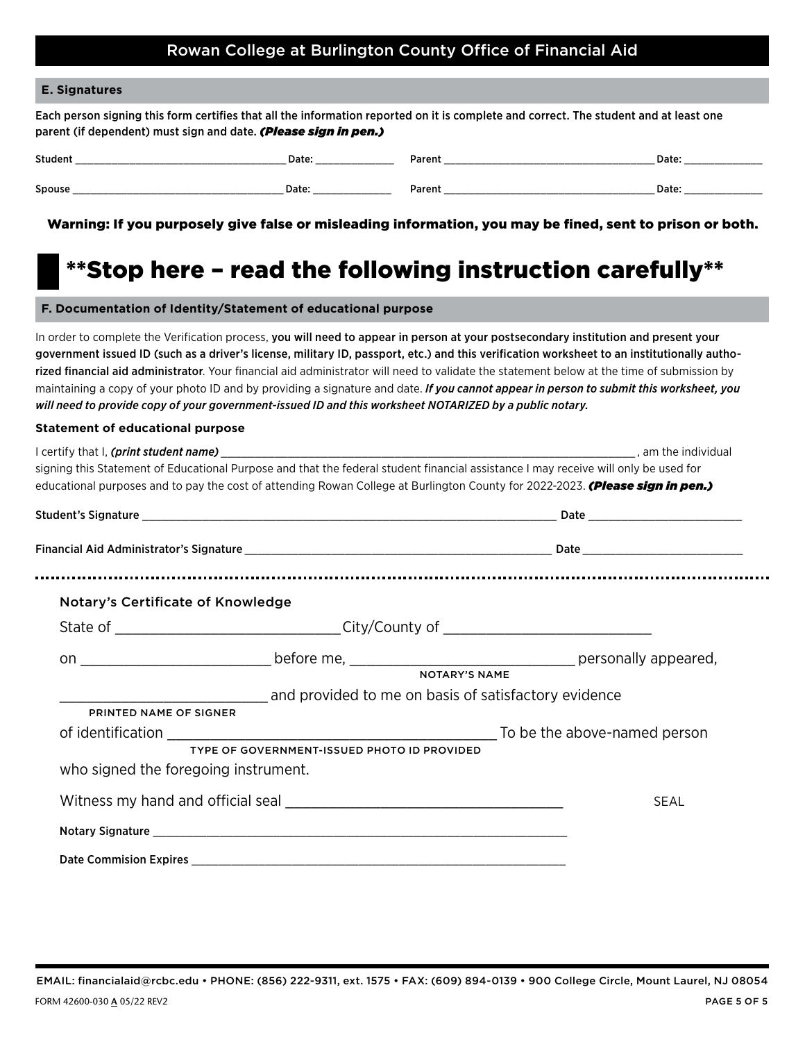## E. Signatures

**Each person signing this form certifies that all the information reported on it is complete and correct. The student and at least one parent (if dependent) must sign and date.** ***(Please sign in pen.)***

Student ______________________________ Date: ____________ Parent ______________________________ Date: ____________

Spouse ______________________________ Date: ____________ Parent ______________________________ Date: ____________

**Warning: If you purposely give false or misleading information, you may be fined, sent to prison or both.**

# **Stop here – read the following instruction carefully**

## F. Documentation of Identity/Statement of educational purpose

In order to complete the Verification process, **you will need to appear in person at your postsecondary institution and present your government issued ID (such as a driver's license, military ID, passport, etc.) and this verification worksheet to an institutionally authorized financial aid administrator**. Your financial aid administrator will need to validate the statement below at the time of submission by maintaining a copy of your photo ID and by providing a signature and date. ***If you cannot appear in person to submit this worksheet, you will need to provide copy of your government-issued ID and this worksheet NOTARIZED by a public notary.***

### Statement of educational purpose

I certify that I, ***(print student name)*** ______________________________________________, am the individual signing this Statement of Educational Purpose and that the federal student financial assistance I may receive will only be used for educational purposes and to pay the cost of attending Rowan College at Burlington County for 2022-2023. ***(Please sign in pen.)***

Student's Signature ______________________________________________ Date ____________________

Financial Aid Administrator's Signature ____________________________________ Date ____________________

---

### Notary's Certificate of Knowledge

State of ______________________ City/County of ______________________

on ____________________ before me, ______________________ personally appeared,
NOTARY'S NAME

______________________ and provided to me on basis of satisfactory evidence
PRINTED NAME OF SIGNER

of identification __________________________________ To be the above-named person
TYPE OF GOVERNMENT-ISSUED PHOTO ID PROVIDED

who signed the foregoing instrument.

Witness my hand and official seal ______________________________ SEAL

Notary Signature ______________________________________________

Date Commision Expires ______________________________________________

EMAIL: financialaid@rcbc.edu • PHONE: (856) 222-9311, ext. 1575 • FAX: (609) 894-0139 • 900 College Circle, Mount Laurel, NJ 08054

FORM 42600-030 A 05/22 REV2